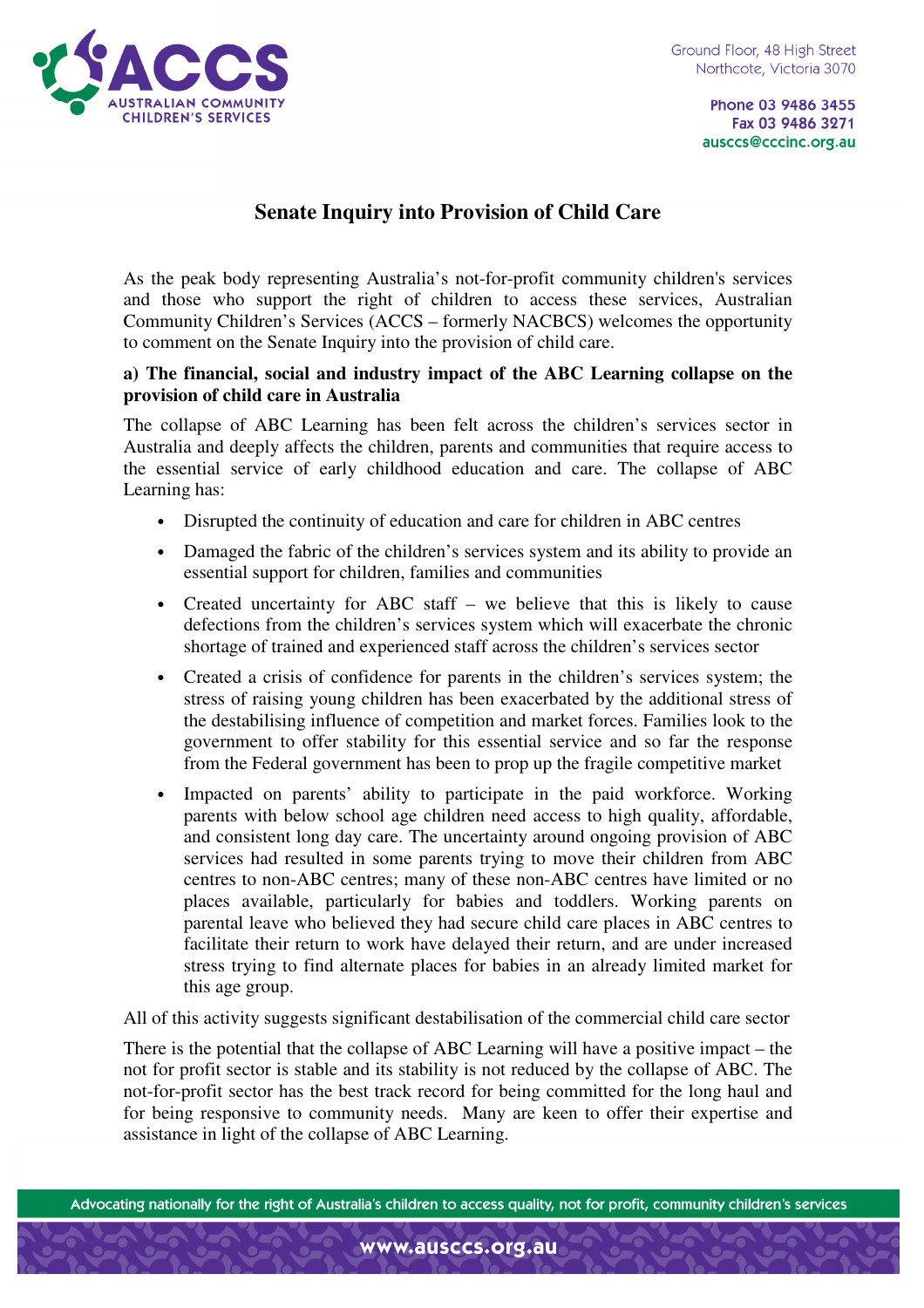ACCS AUSTRALIAN COMMUNITY CHILDREN'S SERVICES

Ground Floor, 48 High Street
Northcote, Victoria 3070

Phone 03 9486 3455
Fax 03 9486 3271
ausccs@cccinc.org.au

# Senate Inquiry into Provision of Child Care

As the peak body representing Australia's not-for-profit community children's services and those who support the right of children to access these services, Australian Community Children's Services (ACCS – formerly NACBCS) welcomes the opportunity to comment on the Senate Inquiry into the provision of child care.

**a) The financial, social and industry impact of the ABC Learning collapse on the provision of child care in Australia**

The collapse of ABC Learning has been felt across the children's services sector in Australia and deeply affects the children, parents and communities that require access to the essential service of early childhood education and care. The collapse of ABC Learning has:

- Disrupted the continuity of education and care for children in ABC centres
- Damaged the fabric of the children's services system and its ability to provide an essential support for children, families and communities
- Created uncertainty for ABC staff – we believe that this is likely to cause defections from the children's services system which will exacerbate the chronic shortage of trained and experienced staff across the children's services sector
- Created a crisis of confidence for parents in the children's services system; the stress of raising young children has been exacerbated by the additional stress of the destabilising influence of competition and market forces. Families look to the government to offer stability for this essential service and so far the response from the Federal government has been to prop up the fragile competitive market
- Impacted on parents' ability to participate in the paid workforce. Working parents with below school age children need access to high quality, affordable, and consistent long day care. The uncertainty around ongoing provision of ABC services had resulted in some parents trying to move their children from ABC centres to non-ABC centres; many of these non-ABC centres have limited or no places available, particularly for babies and toddlers. Working parents on parental leave who believed they had secure child care places in ABC centres to facilitate their return to work have delayed their return, and are under increased stress trying to find alternate places for babies in an already limited market for this age group.

All of this activity suggests significant destabilisation of the commercial child care sector

There is the potential that the collapse of ABC Learning will have a positive impact – the not for profit sector is stable and its stability is not reduced by the collapse of ABC. The not-for-profit sector has the best track record for being committed for the long haul and for being responsive to community needs. Many are keen to offer their expertise and assistance in light of the collapse of ABC Learning.

Advocating nationally for the right of Australia's children to access quality, not for profit, community children's services

www.ausccs.org.au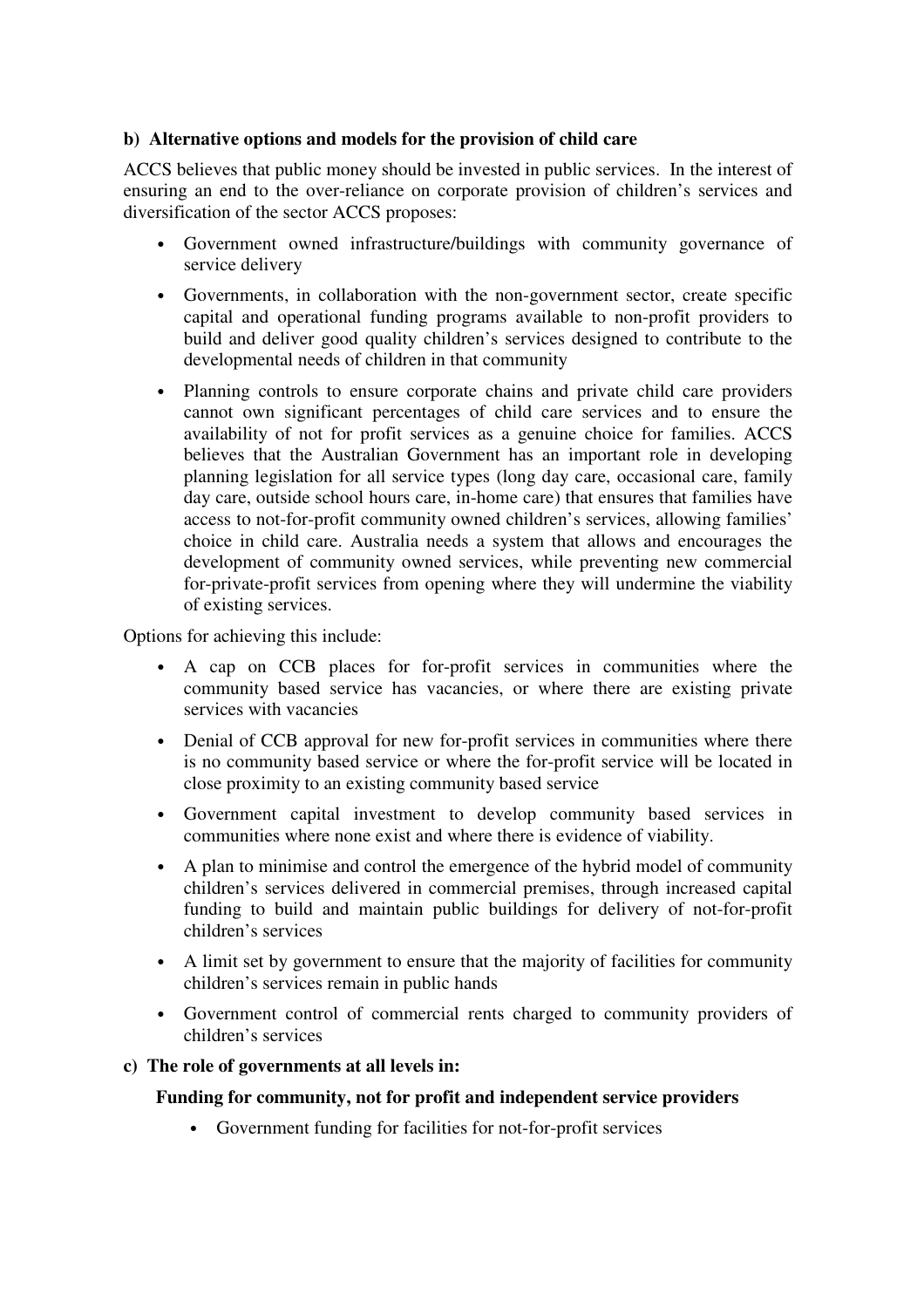**b) Alternative options and models for the provision of child care**

ACCS believes that public money should be invested in public services. In the interest of ensuring an end to the over-reliance on corporate provision of children's services and diversification of the sector ACCS proposes:

- Government owned infrastructure/buildings with community governance of service delivery
- Governments, in collaboration with the non-government sector, create specific capital and operational funding programs available to non-profit providers to build and deliver good quality children's services designed to contribute to the developmental needs of children in that community
- Planning controls to ensure corporate chains and private child care providers cannot own significant percentages of child care services and to ensure the availability of not for profit services as a genuine choice for families. ACCS believes that the Australian Government has an important role in developing planning legislation for all service types (long day care, occasional care, family day care, outside school hours care, in-home care) that ensures that families have access to not-for-profit community owned children's services, allowing families' choice in child care. Australia needs a system that allows and encourages the development of community owned services, while preventing new commercial for-private-profit services from opening where they will undermine the viability of existing services.

Options for achieving this include:

- A cap on CCB places for for-profit services in communities where the community based service has vacancies, or where there are existing private services with vacancies
- Denial of CCB approval for new for-profit services in communities where there is no community based service or where the for-profit service will be located in close proximity to an existing community based service
- Government capital investment to develop community based services in communities where none exist and where there is evidence of viability.
- A plan to minimise and control the emergence of the hybrid model of community children's services delivered in commercial premises, through increased capital funding to build and maintain public buildings for delivery of not-for-profit children's services
- A limit set by government to ensure that the majority of facilities for community children's services remain in public hands
- Government control of commercial rents charged to community providers of children's services

**c) The role of governments at all levels in:**

**Funding for community, not for profit and independent service providers**

- Government funding for facilities for not-for-profit services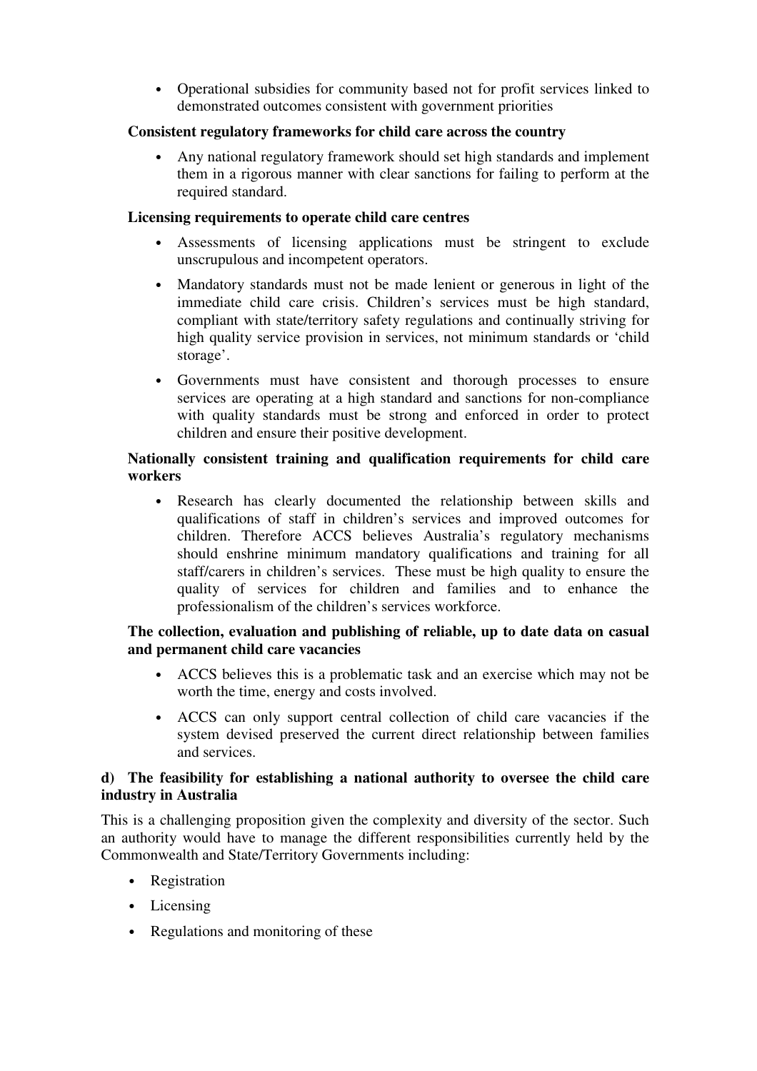- Operational subsidies for community based not for profit services linked to demonstrated outcomes consistent with government priorities

**Consistent regulatory frameworks for child care across the country**

- Any national regulatory framework should set high standards and implement them in a rigorous manner with clear sanctions for failing to perform at the required standard.

**Licensing requirements to operate child care centres**

- Assessments of licensing applications must be stringent to exclude unscrupulous and incompetent operators.
- Mandatory standards must not be made lenient or generous in light of the immediate child care crisis. Children's services must be high standard, compliant with state/territory safety regulations and continually striving for high quality service provision in services, not minimum standards or 'child storage'.
- Governments must have consistent and thorough processes to ensure services are operating at a high standard and sanctions for non-compliance with quality standards must be strong and enforced in order to protect children and ensure their positive development.

**Nationally consistent training and qualification requirements for child care workers**

- Research has clearly documented the relationship between skills and qualifications of staff in children's services and improved outcomes for children. Therefore ACCS believes Australia's regulatory mechanisms should enshrine minimum mandatory qualifications and training for all staff/carers in children's services. These must be high quality to ensure the quality of services for children and families and to enhance the professionalism of the children's services workforce.

**The collection, evaluation and publishing of reliable, up to date data on casual and permanent child care vacancies**

- ACCS believes this is a problematic task and an exercise which may not be worth the time, energy and costs involved.
- ACCS can only support central collection of child care vacancies if the system devised preserved the current direct relationship between families and services.

**d) The feasibility for establishing a national authority to oversee the child care industry in Australia**

This is a challenging proposition given the complexity and diversity of the sector. Such an authority would have to manage the different responsibilities currently held by the Commonwealth and State/Territory Governments including:

- Registration
- Licensing
- Regulations and monitoring of these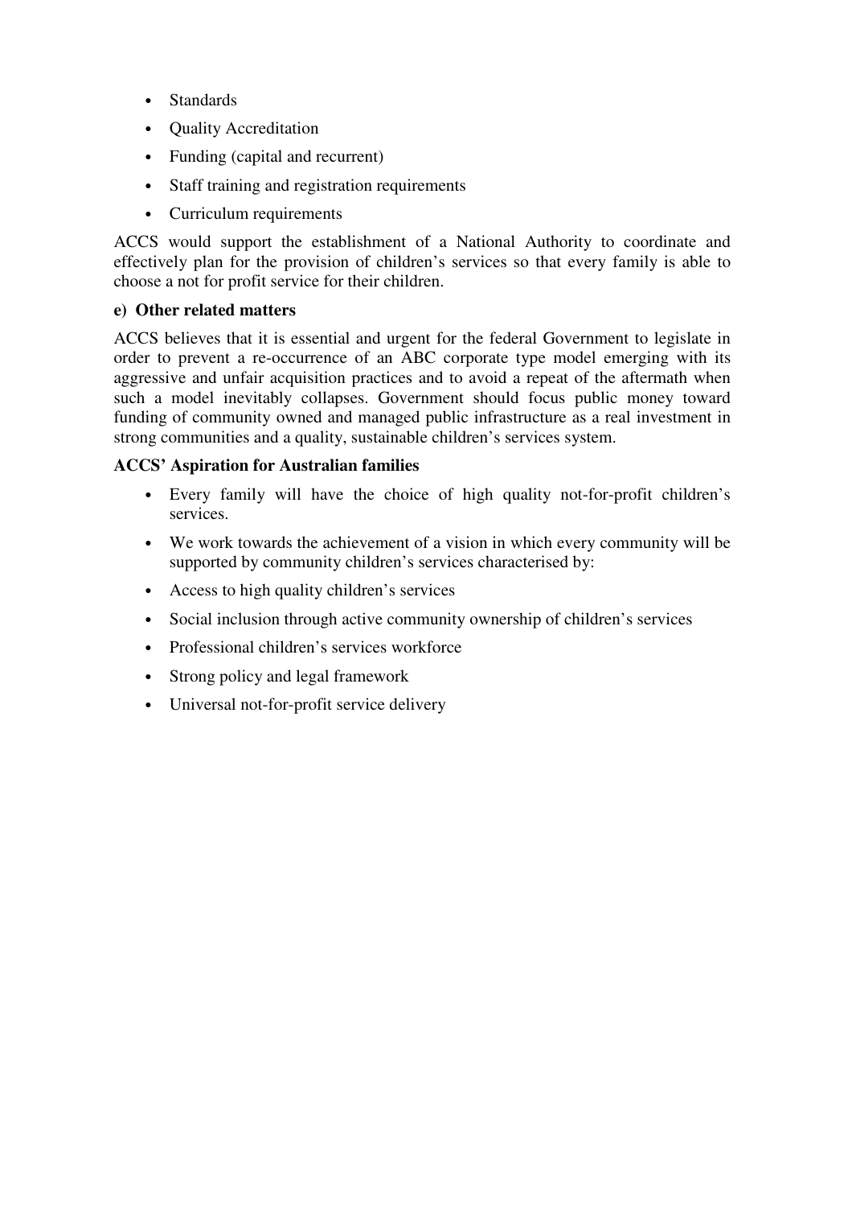- Standards
- Quality Accreditation
- Funding (capital and recurrent)
- Staff training and registration requirements
- Curriculum requirements

ACCS would support the establishment of a National Authority to coordinate and effectively plan for the provision of children's services so that every family is able to choose a not for profit service for their children.

**e) Other related matters**

ACCS believes that it is essential and urgent for the federal Government to legislate in order to prevent a re-occurrence of an ABC corporate type model emerging with its aggressive and unfair acquisition practices and to avoid a repeat of the aftermath when such a model inevitably collapses. Government should focus public money toward funding of community owned and managed public infrastructure as a real investment in strong communities and a quality, sustainable children's services system.

**ACCS' Aspiration for Australian families**

- Every family will have the choice of high quality not-for-profit children's services.
- We work towards the achievement of a vision in which every community will be supported by community children's services characterised by:
- Access to high quality children's services
- Social inclusion through active community ownership of children's services
- Professional children's services workforce
- Strong policy and legal framework
- Universal not-for-profit service delivery